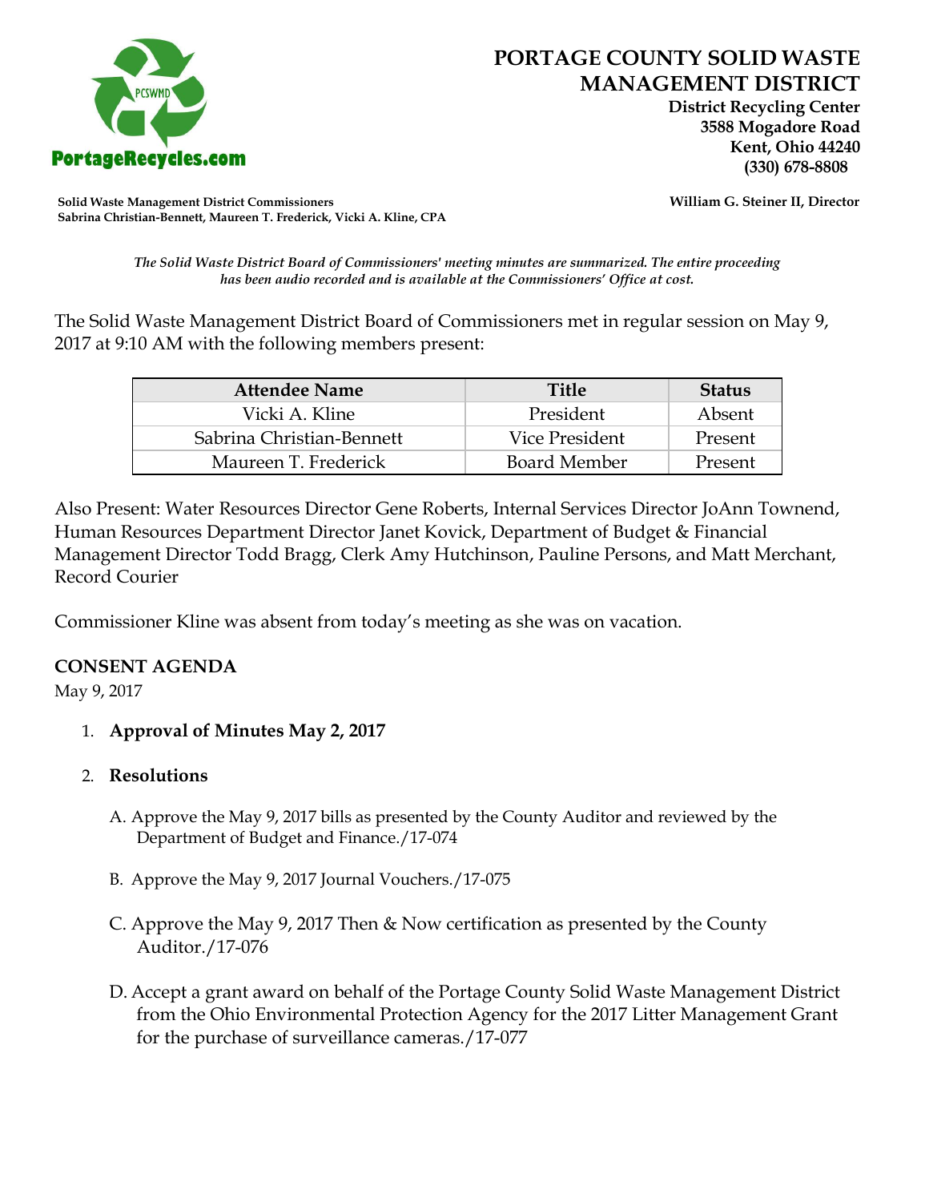# PORTAGE COUNTY SOLID WASTE MANAGEMENT DISTRICT

**District Recycling Center**
**3588 Mogadore Road**
**Kent, Ohio 44240**
**(330) 678-8808**

PortageRecycles.com

**Solid Waste Management District Commissioners**
**Sabrina Christian-Bennett, Maureen T. Frederick, Vicki A. Kline, CPA**

**William G. Steiner II, Director**

*The Solid Waste District Board of Commissioners' meeting minutes are summarized. The entire proceeding has been audio recorded and is available at the Commissioners' Office at cost.*

The Solid Waste Management District Board of Commissioners met in regular session on May 9, 2017 at 9:10 AM with the following members present:

| Attendee Name | Title | Status |
|---|---|---|
| Vicki A. Kline | President | Absent |
| Sabrina Christian-Bennett | Vice President | Present |
| Maureen T. Frederick | Board Member | Present |

Also Present: Water Resources Director Gene Roberts, Internal Services Director JoAnn Townend, Human Resources Department Director Janet Kovick, Department of Budget & Financial Management Director Todd Bragg, Clerk Amy Hutchinson, Pauline Persons, and Matt Merchant, Record Courier

Commissioner Kline was absent from today's meeting as she was on vacation.

## CONSENT AGENDA

May 9, 2017

1. **Approval of Minutes May 2, 2017**

2. **Resolutions**

   A. Approve the May 9, 2017 bills as presented by the County Auditor and reviewed by the Department of Budget and Finance./17-074

   B. Approve the May 9, 2017 Journal Vouchers./17-075

   C. Approve the May 9, 2017 Then & Now certification as presented by the County Auditor./17-076

   D. Accept a grant award on behalf of the Portage County Solid Waste Management District from the Ohio Environmental Protection Agency for the 2017 Litter Management Grant for the purchase of surveillance cameras./17-077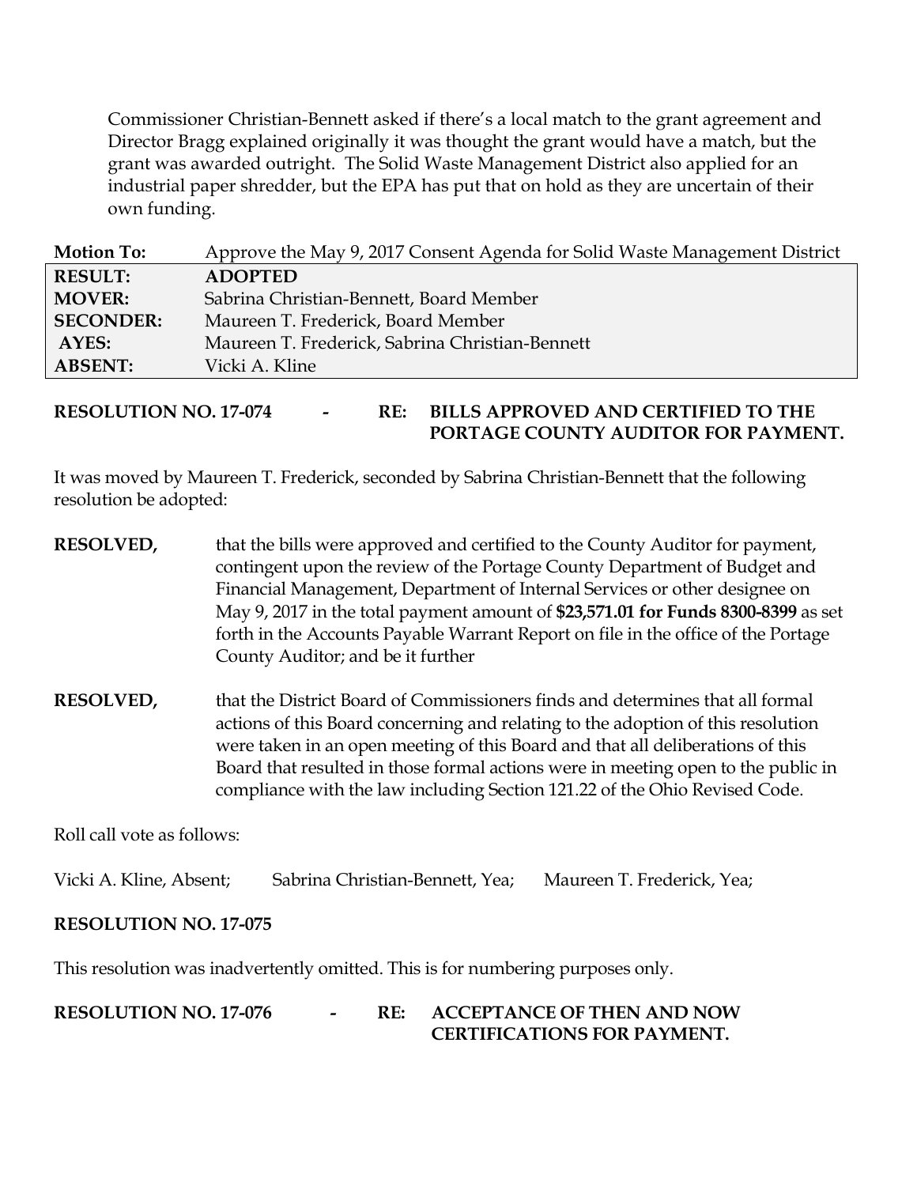Commissioner Christian-Bennett asked if there's a local match to the grant agreement and Director Bragg explained originally it was thought the grant would have a match, but the grant was awarded outright. The Solid Waste Management District also applied for an industrial paper shredder, but the EPA has put that on hold as they are uncertain of their own funding.

| **Motion To:** | Approve the May 9, 2017 Consent Agenda for Solid Waste Management District |
|---|---|
| **RESULT:** | **ADOPTED** |
| **MOVER:** | Sabrina Christian-Bennett, Board Member |
| **SECONDER:** | Maureen T. Frederick, Board Member |
| **AYES:** | Maureen T. Frederick, Sabrina Christian-Bennett |
| **ABSENT:** | Vicki A. Kline |

**RESOLUTION NO. 17-074 - RE: BILLS APPROVED AND CERTIFIED TO THE PORTAGE COUNTY AUDITOR FOR PAYMENT.**

It was moved by Maureen T. Frederick, seconded by Sabrina Christian-Bennett that the following resolution be adopted:

**RESOLVED,** that the bills were approved and certified to the County Auditor for payment, contingent upon the review of the Portage County Department of Budget and Financial Management, Department of Internal Services or other designee on May 9, 2017 in the total payment amount of **$23,571.01 for Funds 8300-8399** as set forth in the Accounts Payable Warrant Report on file in the office of the Portage County Auditor; and be it further

**RESOLVED,** that the District Board of Commissioners finds and determines that all formal actions of this Board concerning and relating to the adoption of this resolution were taken in an open meeting of this Board and that all deliberations of this Board that resulted in those formal actions were in meeting open to the public in compliance with the law including Section 121.22 of the Ohio Revised Code.

Roll call vote as follows:

Vicki A. Kline, Absent; Sabrina Christian-Bennett, Yea; Maureen T. Frederick, Yea;

**RESOLUTION NO. 17-075**

This resolution was inadvertently omitted. This is for numbering purposes only.

**RESOLUTION NO. 17-076 - RE: ACCEPTANCE OF THEN AND NOW CERTIFICATIONS FOR PAYMENT.**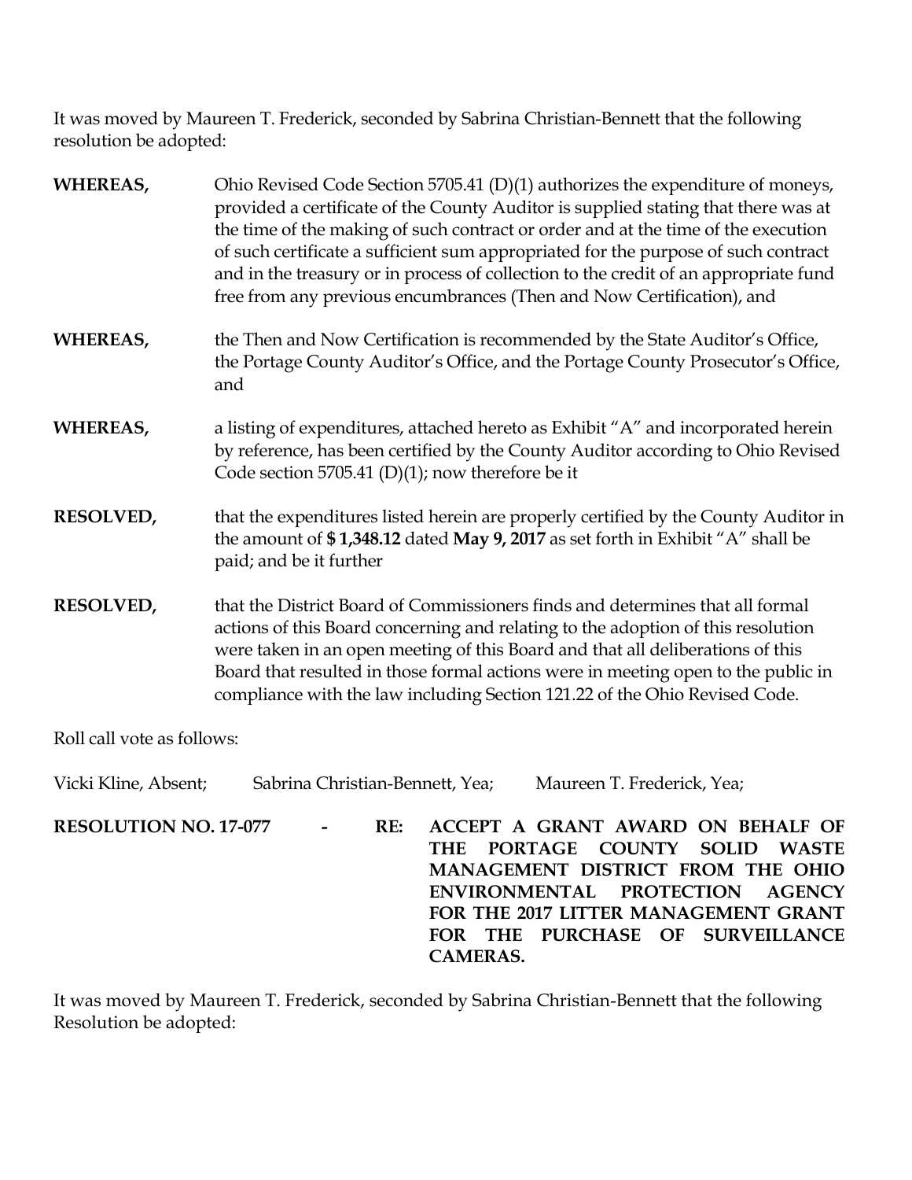It was moved by Maureen T. Frederick, seconded by Sabrina Christian-Bennett that the following resolution be adopted:

**WHEREAS,** Ohio Revised Code Section 5705.41 (D)(1) authorizes the expenditure of moneys, provided a certificate of the County Auditor is supplied stating that there was at the time of the making of such contract or order and at the time of the execution of such certificate a sufficient sum appropriated for the purpose of such contract and in the treasury or in process of collection to the credit of an appropriate fund free from any previous encumbrances (Then and Now Certification), and

**WHEREAS,** the Then and Now Certification is recommended by the State Auditor's Office, the Portage County Auditor's Office, and the Portage County Prosecutor's Office, and

**WHEREAS,** a listing of expenditures, attached hereto as Exhibit "A" and incorporated herein by reference, has been certified by the County Auditor according to Ohio Revised Code section 5705.41 (D)(1); now therefore be it

**RESOLVED,** that the expenditures listed herein are properly certified by the County Auditor in the amount of **$ 1,348.12** dated **May 9, 2017** as set forth in Exhibit "A" shall be paid; and be it further

**RESOLVED,** that the District Board of Commissioners finds and determines that all formal actions of this Board concerning and relating to the adoption of this resolution were taken in an open meeting of this Board and that all deliberations of this Board that resulted in those formal actions were in meeting open to the public in compliance with the law including Section 121.22 of the Ohio Revised Code.

Roll call vote as follows:

Vicki Kline, Absent; Sabrina Christian-Bennett, Yea; Maureen T. Frederick, Yea;

**RESOLUTION NO. 17-077 - RE: ACCEPT A GRANT AWARD ON BEHALF OF THE PORTAGE COUNTY SOLID WASTE MANAGEMENT DISTRICT FROM THE OHIO ENVIRONMENTAL PROTECTION AGENCY FOR THE 2017 LITTER MANAGEMENT GRANT FOR THE PURCHASE OF SURVEILLANCE CAMERAS.**

It was moved by Maureen T. Frederick, seconded by Sabrina Christian-Bennett that the following Resolution be adopted: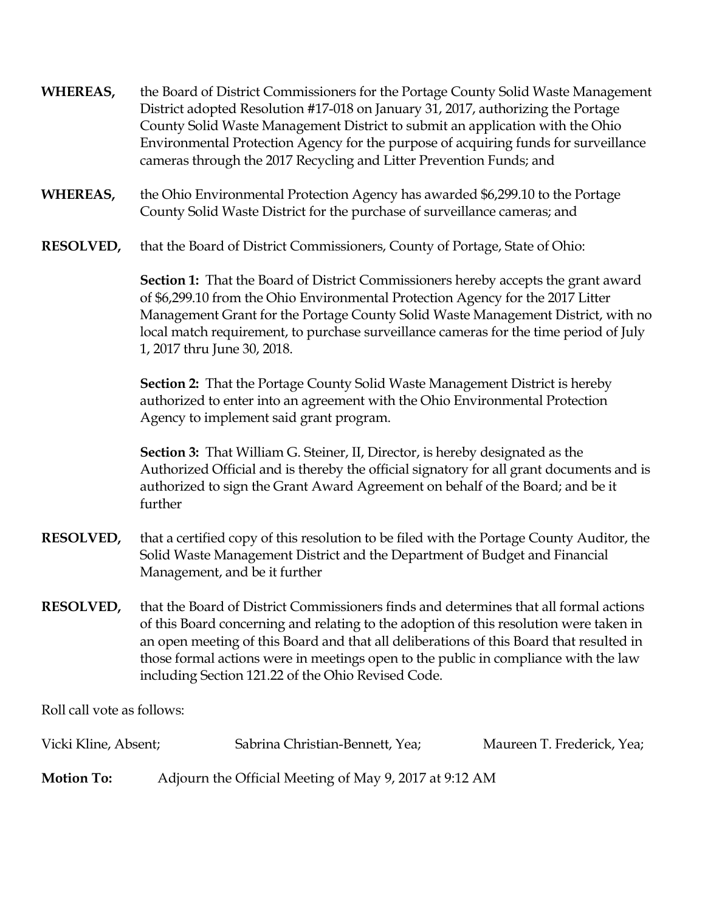**WHEREAS,** the Board of District Commissioners for the Portage County Solid Waste Management District adopted Resolution #17-018 on January 31, 2017, authorizing the Portage County Solid Waste Management District to submit an application with the Ohio Environmental Protection Agency for the purpose of acquiring funds for surveillance cameras through the 2017 Recycling and Litter Prevention Funds; and

**WHEREAS,** the Ohio Environmental Protection Agency has awarded $6,299.10 to the Portage County Solid Waste District for the purchase of surveillance cameras; and

**RESOLVED,** that the Board of District Commissioners, County of Portage, State of Ohio:

**Section 1:** That the Board of District Commissioners hereby accepts the grant award of $6,299.10 from the Ohio Environmental Protection Agency for the 2017 Litter Management Grant for the Portage County Solid Waste Management District, with no local match requirement, to purchase surveillance cameras for the time period of July 1, 2017 thru June 30, 2018.

**Section 2:** That the Portage County Solid Waste Management District is hereby authorized to enter into an agreement with the Ohio Environmental Protection Agency to implement said grant program.

**Section 3:** That William G. Steiner, II, Director, is hereby designated as the Authorized Official and is thereby the official signatory for all grant documents and is authorized to sign the Grant Award Agreement on behalf of the Board; and be it further

**RESOLVED,** that a certified copy of this resolution to be filed with the Portage County Auditor, the Solid Waste Management District and the Department of Budget and Financial Management, and be it further

**RESOLVED,** that the Board of District Commissioners finds and determines that all formal actions of this Board concerning and relating to the adoption of this resolution were taken in an open meeting of this Board and that all deliberations of this Board that resulted in those formal actions were in meetings open to the public in compliance with the law including Section 121.22 of the Ohio Revised Code.

Roll call vote as follows:

Vicki Kline, Absent; Sabrina Christian-Bennett, Yea; Maureen T. Frederick, Yea;

**Motion To:** Adjourn the Official Meeting of May 9, 2017 at 9:12 AM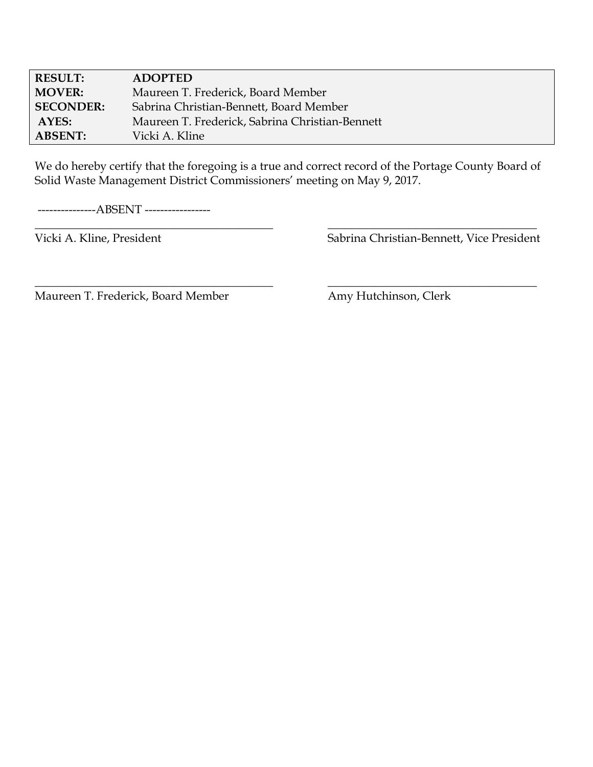| | |
|---|---|
| **RESULT:** | **ADOPTED** |
| **MOVER:** | Maureen T. Frederick, Board Member |
| **SECONDER:** | Sabrina Christian-Bennett, Board Member |
| **AYES:** | Maureen T. Frederick, Sabrina Christian-Bennett |
| **ABSENT:** | Vicki A. Kline |

We do hereby certify that the foregoing is a true and correct record of the Portage County Board of Solid Waste Management District Commissioners' meeting on May 9, 2017.

---------------ABSENT -----------------

\_\_\_\_\_\_\_\_\_\_\_\_\_\_\_\_\_\_\_\_\_\_\_\_\_\_\_\_\_\_\_\_\_\_\_\_\_\_\_\_\_\_\_\_
Vicki A. Kline, President

\_\_\_\_\_\_\_\_\_\_\_\_\_\_\_\_\_\_\_\_\_\_\_\_\_\_\_\_\_\_\_\_\_\_\_\_\_\_\_\_
Sabrina Christian-Bennett, Vice President

\_\_\_\_\_\_\_\_\_\_\_\_\_\_\_\_\_\_\_\_\_\_\_\_\_\_\_\_\_\_\_\_\_\_\_\_\_\_\_\_\_\_\_\_
Maureen T. Frederick, Board Member

\_\_\_\_\_\_\_\_\_\_\_\_\_\_\_\_\_\_\_\_\_\_\_\_\_\_\_\_\_\_\_\_\_\_\_\_\_\_\_\_
Amy Hutchinson, Clerk